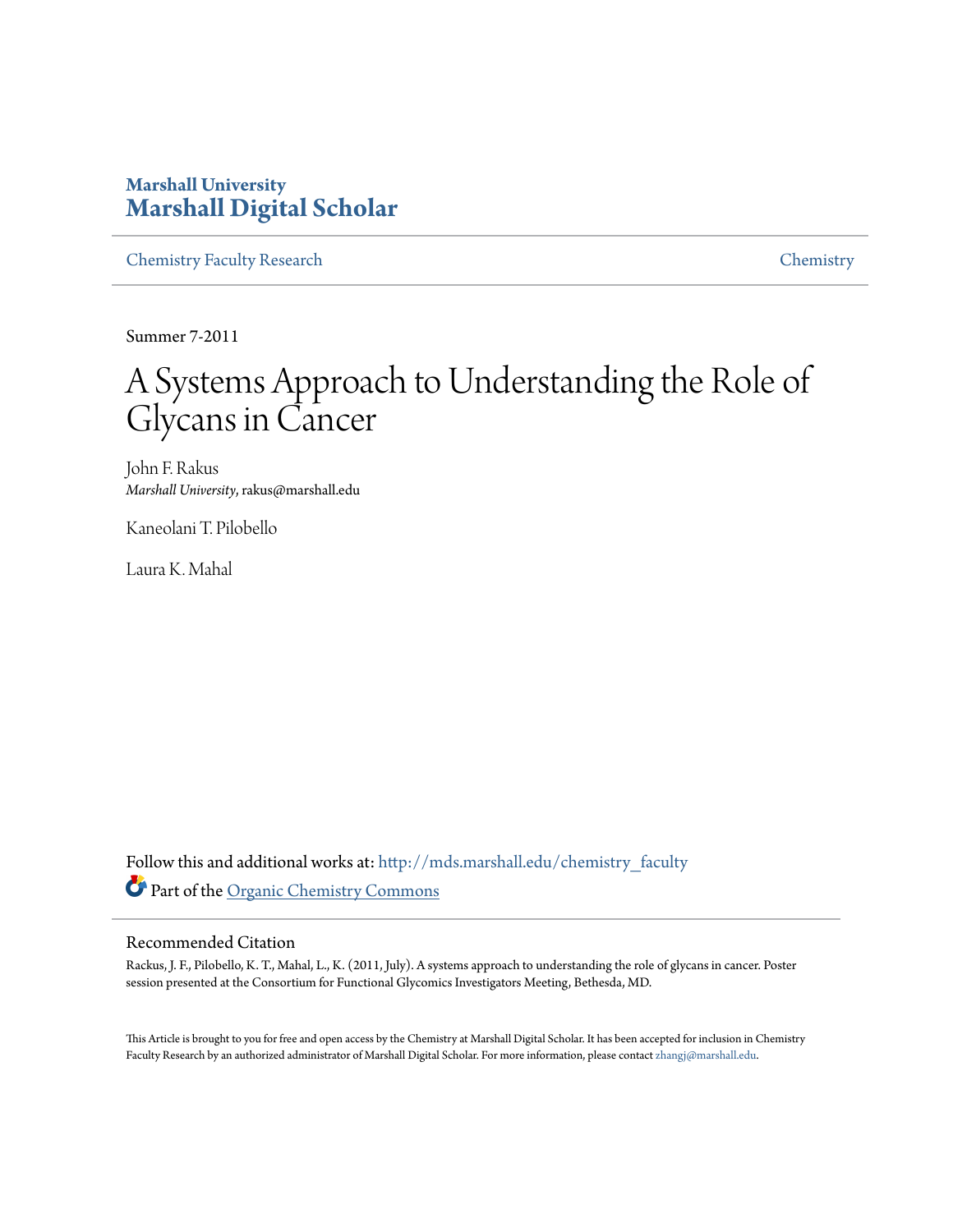**Marshall University**
**Marshall Digital Scholar**

Chemistry Faculty Research | Chemistry

Summer 7-2011

# A Systems Approach to Understanding the Role of Glycans in Cancer

John F. Rakus
*Marshall University*, rakus@marshall.edu

Kaneolani T. Pilobello

Laura K. Mahal

Follow this and additional works at: http://mds.marshall.edu/chemistry_faculty

Part of the Organic Chemistry Commons

## Recommended Citation

Rackus, J. F., Pilobello, K. T., Mahal, L., K. (2011, July). A systems approach to understanding the role of glycans in cancer. Poster session presented at the Consortium for Functional Glycomics Investigators Meeting, Bethesda, MD.

This Article is brought to you for free and open access by the Chemistry at Marshall Digital Scholar. It has been accepted for inclusion in Chemistry Faculty Research by an authorized administrator of Marshall Digital Scholar. For more information, please contact zhangj@marshall.edu.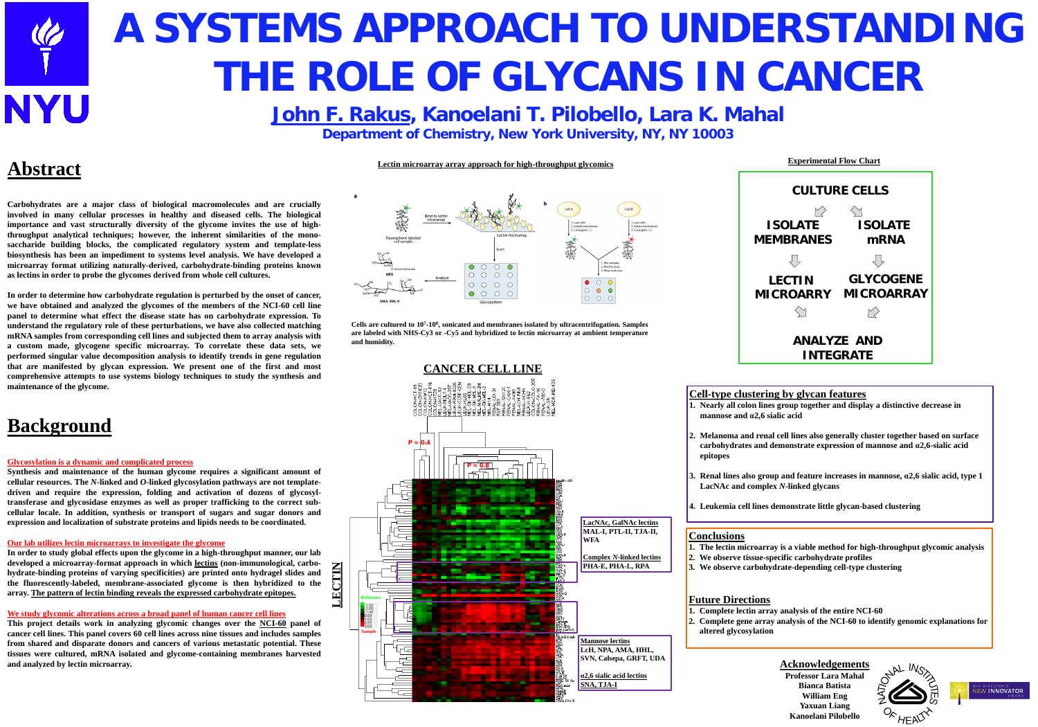# A SYSTEMS APPROACH TO UNDERSTANDING THE ROLE OF GLYCANS IN CANCER

**John F. Rakus, Kanoelani T. Pilobello, Lara K. Mahal**

**Department of Chemistry, New York University, NY, NY 10003**

## Abstract

**Carbohydrates are a major class of biological macromolecules and are crucially involved in many cellular processes in healthy and diseased cells. The biological importance and vast structurally diversity of the glycome invites the use of high-throughput analytical techniques; however, the inherent similarities of the mono-saccharide building blocks, the complicated regulatory system and template-less biosynthesis has been an impediment to systems level analysis. We have developed a microarray format utilizing naturally-derived, carbohydrate-binding proteins known as lectins in order to probe the glycomes derived from whole cell cultures.**

**In order to determine how carbohydrate regulation is perturbed by the onset of cancer, we have obtained and analyzed the glycomes of the members of the NCI-60 cell line panel to determine what effect the disease state has on carbohydrate expression. To understand the regulatory role of these perturbations, we have also collected matching mRNA samples from corresponding cell lines and subjected them to array analysis with a custom made, glycogene specific microarray. To correlate these data sets, we performed singular value decomposition analysis to identify trends in gene regulation that are manifested by glycan expression. We present one of the first and most comprehensive attempts to use systems biology techniques to study the synthesis and maintenance of the glycome.**

## Background

**Glycosylation is a dynamic and complicated process**

**Synthesis and maintenance of the human glycome requires a significant amount of cellular resources. The *N*-linked and *O*-linked glycosylation pathways are not template-driven and require the expression, folding and activation of dozens of glycosyl-transferase and glycosidase enzymes as well as proper trafficking to the correct sub-cellular locale. In addition, synthesis or transport of sugars and sugar donors and expression and localization of substrate proteins and lipids needs to be coordinated.**

**Our lab utilizes lectin microarrays to investigate the glycome**

**In order to study global effects upon the glycome in a high-throughput manner, our lab developed a microarray-format approach in which lectins (non-immunological, carbo-hydrate-binding proteins of varying specificities) are printed onto hydrogel slides and the fluorescently-labeled, membrane-associated glycome is then hybridized to the array. The pattern of lectin binding reveals the expressed carbohydrate epitopes.**

**We study glycomic alterations across a broad panel of human cancer cell lines**

**This project details work in analyzing glycomic changes over the NCI-60 panel of cancer cell lines. This panel covers 60 cell lines across nine tissues and includes samples from shared and disparate donors and cancers of various metastatic potential. These tissues were cultured, mRNA isolated and glycome-containing membranes harvested and analyzed by lectin microarray.**

**Lectin microarray array approach for high-throughput glycomics**

Cells are cultured to $10^7$-$10^8$, sonicated and membranes isolated by ultracentrifugation. Samples are labeled with NHS-Cy3 or -Cy5 and hybridized to lectin microarray at ambient temperature and humidity.

**CANCER CELL LINE**

P = 0.4

P = 0.8

LECTIN

Reference

Sample

**LacNAc, GalNAc lectins**
MAL-I, PTL-II, TJA-II, WFA

**Complex *N*-linked lectins**
PHA-E, PHA-L, RPA

**Mannose lectins**
LcH, NPA, AMA, HHL, SVN, Calsepa, GRFT, UDA

**α2,6 sialic acid lectins**
SNA, TJA-I

**Experimental Flow Chart**

CULTURE CELLS → ISOLATE MEMBRANES → LECTIN MICROARRY; CULTURE CELLS → ISOLATE mRNA → GLYCOGENE MICROARRAY; → ANALYZE AND INTEGRATE

**Cell-type clustering by glycan features**

1. Nearly all colon lines group together and display a distinctive decrease in mannose and α2,6 sialic acid
2. Melanoma and renal cell lines also generally cluster together based on surface carbohydrates and demonstrate expression of mannose and α2,6-sialic acid epitopes
3. Renal lines also group and feature increases in mannose, α2,6 sialic acid, type 1 LacNAc and complex *N*-linked glycans
4. Leukemia cell lines demonstrate little glycan-based clustering

**Conclusions**

1. The lectin microarray is a viable method for high-throughput glycomic analysis
2. We observe tissue-specific carbohydrate profiles
3. We observe carbohydrate-depending cell-type clustering

**Future Directions**

1. Complete lectin array analysis of the entire NCI-60
2. Complete gene array analysis of the NCI-60 to identify genomic explanations for altered glycosylation

**Acknowledgements**

Professor Lara Mahal
Bianca Batista
William Eng
Yaxuan Liang
Kanoelani Pilobello